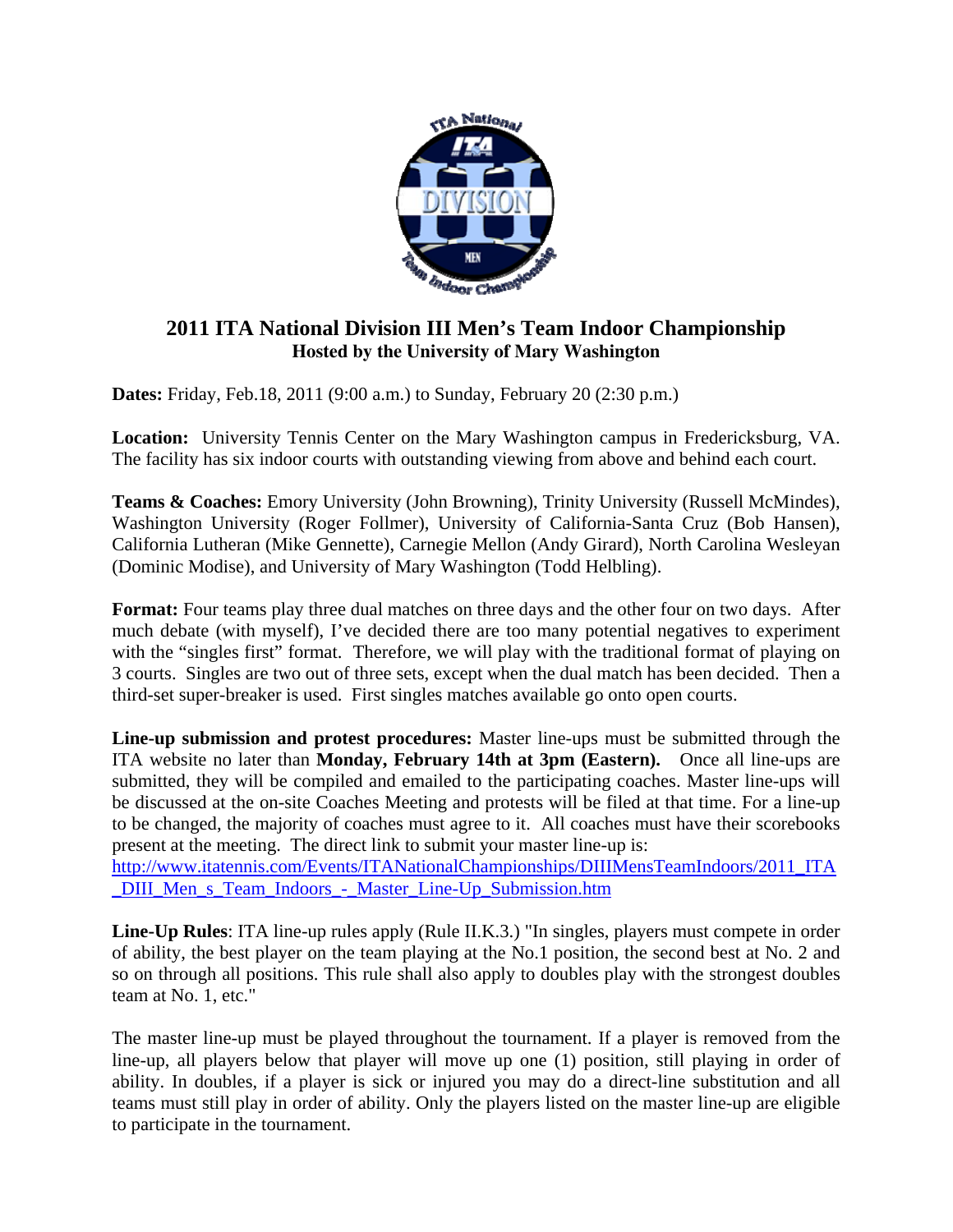# 2011 ITA National Division III Men's Team Indoor Championship

**Hosted by the University of Mary Washington**

**Dates:** Friday, Feb.18, 2011 (9:00 a.m.) to Sunday, February 20 (2:30 p.m.)

**Location:** University Tennis Center on the Mary Washington campus in Fredericksburg, VA. The facility has six indoor courts with outstanding viewing from above and behind each court.

**Teams & Coaches:** Emory University (John Browning), Trinity University (Russell McMindes), Washington University (Roger Follmer), University of California-Santa Cruz (Bob Hansen), California Lutheran (Mike Gennette), Carnegie Mellon (Andy Girard), North Carolina Wesleyan (Dominic Modise), and University of Mary Washington (Todd Helbling).

**Format:** Four teams play three dual matches on three days and the other four on two days. After much debate (with myself), I've decided there are too many potential negatives to experiment with the "singles first" format. Therefore, we will play with the traditional format of playing on 3 courts. Singles are two out of three sets, except when the dual match has been decided. Then a third-set super-breaker is used. First singles matches available go onto open courts.

**Line-up submission and protest procedures:** Master line-ups must be submitted through the ITA website no later than **Monday, February 14th at 3pm (Eastern).** Once all line-ups are submitted, they will be compiled and emailed to the participating coaches. Master line-ups will be discussed at the on-site Coaches Meeting and protests will be filed at that time. For a line-up to be changed, the majority of coaches must agree to it. All coaches must have their scorebooks present at the meeting. The direct link to submit your master line-up is: http://www.itatennis.com/Events/ITANationalChampionships/DIIIMensTeamIndoors/2011_ITA_DIII_Men_s_Team_Indoors_-_Master_Line-Up_Submission.htm

**Line-Up Rules**: ITA line-up rules apply (Rule II.K.3.) "In singles, players must compete in order of ability, the best player on the team playing at the No.1 position, the second best at No. 2 and so on through all positions. This rule shall also apply to doubles play with the strongest doubles team at No. 1, etc."

The master line-up must be played throughout the tournament. If a player is removed from the line-up, all players below that player will move up one (1) position, still playing in order of ability. In doubles, if a player is sick or injured you may do a direct-line substitution and all teams must still play in order of ability. Only the players listed on the master line-up are eligible to participate in the tournament.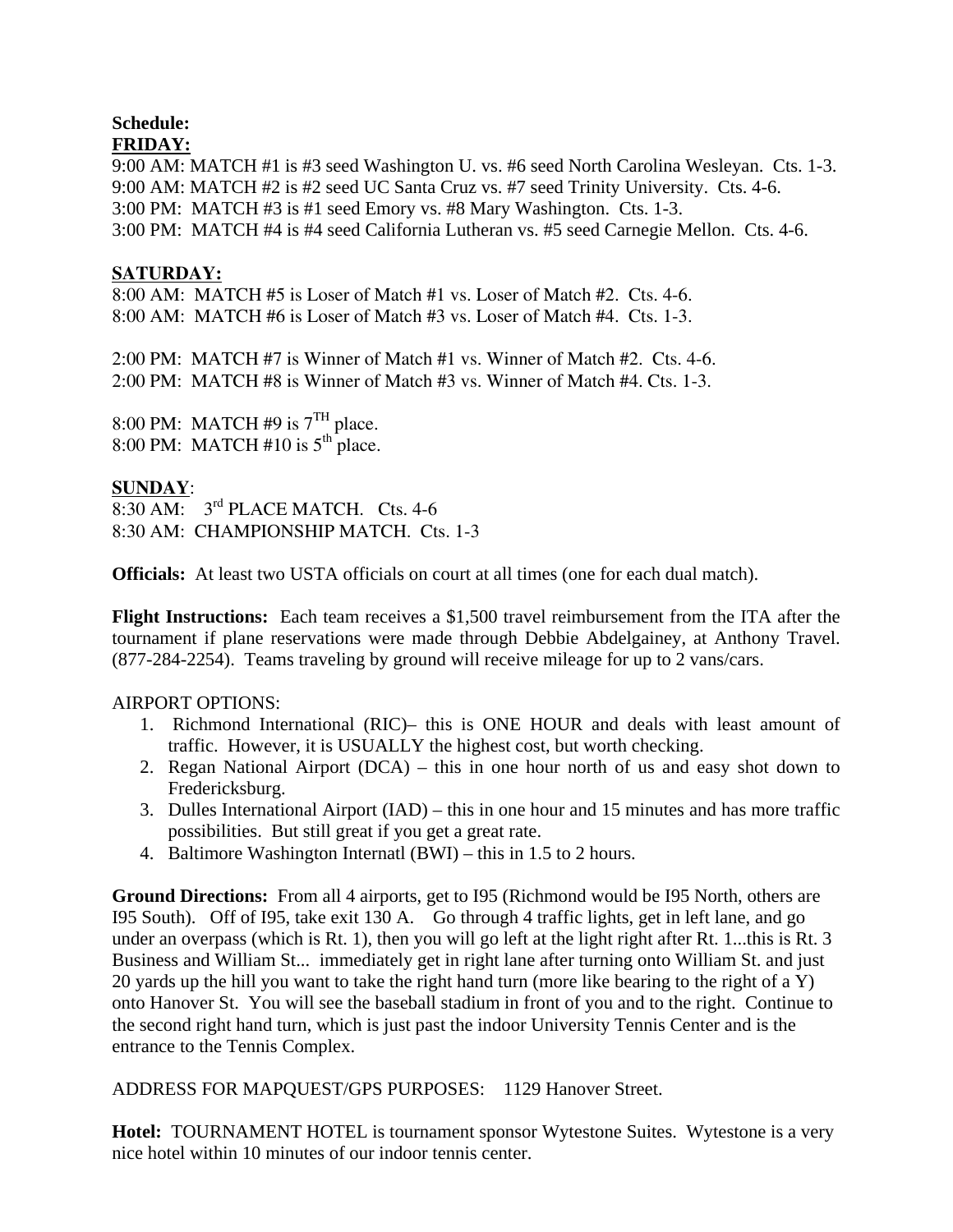**Schedule:**

**FRIDAY:**

9:00 AM: MATCH #1 is #3 seed Washington U. vs. #6 seed North Carolina Wesleyan. Cts. 1-3.
9:00 AM: MATCH #2 is #2 seed UC Santa Cruz vs. #7 seed Trinity University. Cts. 4-6.
3:00 PM: MATCH #3 is #1 seed Emory vs. #8 Mary Washington. Cts. 1-3.
3:00 PM: MATCH #4 is #4 seed California Lutheran vs. #5 seed Carnegie Mellon. Cts. 4-6.

**SATURDAY:**

8:00 AM: MATCH #5 is Loser of Match #1 vs. Loser of Match #2. Cts. 4-6.
8:00 AM: MATCH #6 is Loser of Match #3 vs. Loser of Match #4. Cts. 1-3.

2:00 PM: MATCH #7 is Winner of Match #1 vs. Winner of Match #2. Cts. 4-6.
2:00 PM: MATCH #8 is Winner of Match #3 vs. Winner of Match #4. Cts. 1-3.

8:00 PM: MATCH #9 is 7TH place.
8:00 PM: MATCH #10 is 5th place.

**SUNDAY**:

8:30 AM: 3rd PLACE MATCH. Cts. 4-6
8:30 AM: CHAMPIONSHIP MATCH. Cts. 1-3

**Officials:** At least two USTA officials on court at all times (one for each dual match).

**Flight Instructions:** Each team receives a $1,500 travel reimbursement from the ITA after the tournament if plane reservations were made through Debbie Abdelgainey, at Anthony Travel. (877-284-2254). Teams traveling by ground will receive mileage for up to 2 vans/cars.

AIRPORT OPTIONS:

1. Richmond International (RIC)– this is ONE HOUR and deals with least amount of traffic. However, it is USUALLY the highest cost, but worth checking.
2. Regan National Airport (DCA) – this in one hour north of us and easy shot down to Fredericksburg.
3. Dulles International Airport (IAD) – this in one hour and 15 minutes and has more traffic possibilities. But still great if you get a great rate.
4. Baltimore Washington Internatl (BWI) – this in 1.5 to 2 hours.

**Ground Directions:** From all 4 airports, get to I95 (Richmond would be I95 North, others are I95 South). Off of I95, take exit 130 A. Go through 4 traffic lights, get in left lane, and go under an overpass (which is Rt. 1), then you will go left at the light right after Rt. 1...this is Rt. 3 Business and William St... immediately get in right lane after turning onto William St. and just 20 yards up the hill you want to take the right hand turn (more like bearing to the right of a Y) onto Hanover St. You will see the baseball stadium in front of you and to the right. Continue to the second right hand turn, which is just past the indoor University Tennis Center and is the entrance to the Tennis Complex.

ADDRESS FOR MAPQUEST/GPS PURPOSES: 1129 Hanover Street.

**Hotel:** TOURNAMENT HOTEL is tournament sponsor Wytestone Suites. Wytestone is a very nice hotel within 10 minutes of our indoor tennis center.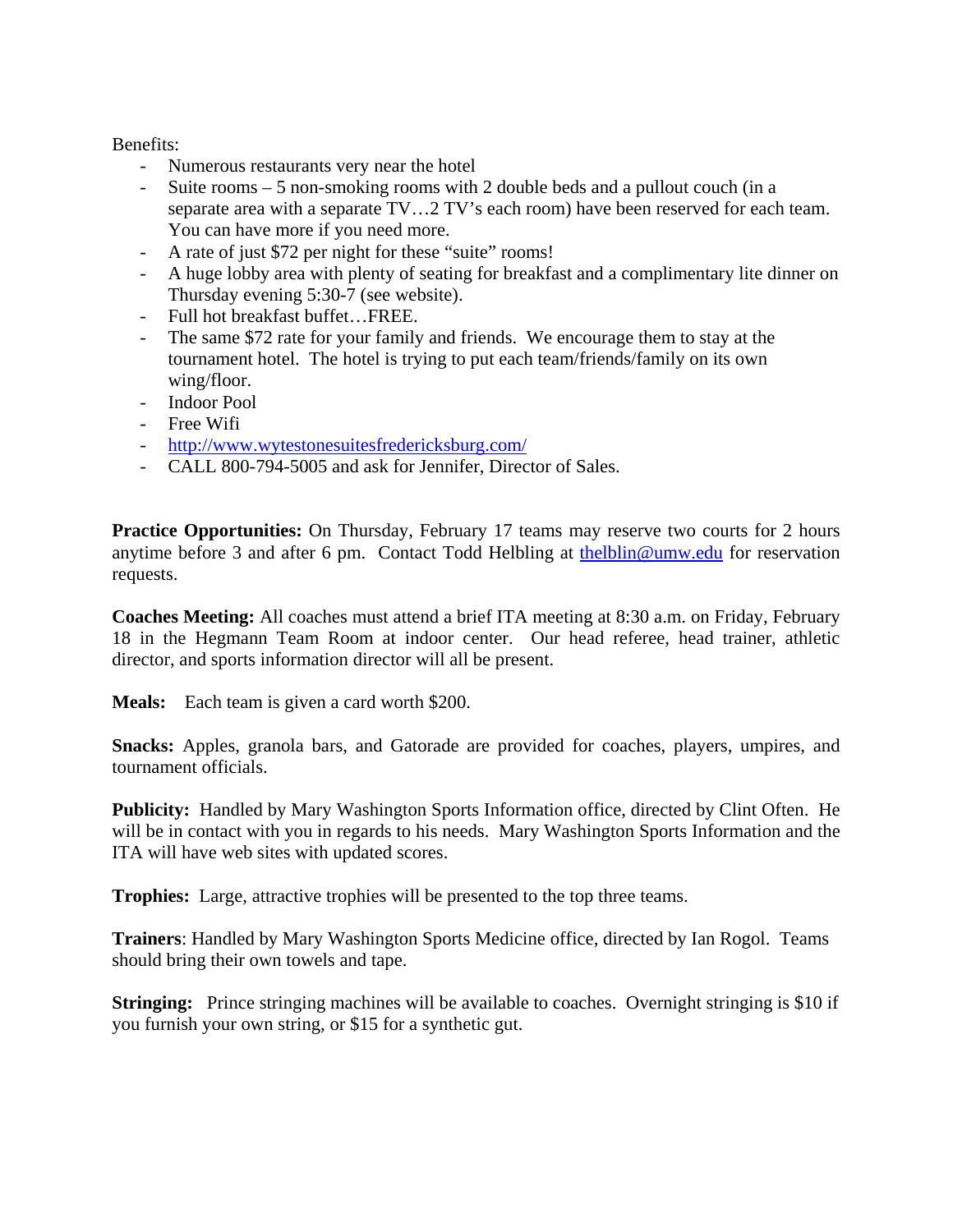Benefits:

- Numerous restaurants very near the hotel
- Suite rooms – 5 non-smoking rooms with 2 double beds and a pullout couch (in a separate area with a separate TV…2 TV's each room) have been reserved for each team. You can have more if you need more.
- A rate of just $72 per night for these "suite" rooms!
- A huge lobby area with plenty of seating for breakfast and a complimentary lite dinner on Thursday evening 5:30-7 (see website).
- Full hot breakfast buffet…FREE.
- The same $72 rate for your family and friends. We encourage them to stay at the tournament hotel. The hotel is trying to put each team/friends/family on its own wing/floor.
- Indoor Pool
- Free Wifi
- http://www.wytestonesuitesfredericksburg.com/
- CALL 800-794-5005 and ask for Jennifer, Director of Sales.

**Practice Opportunities:** On Thursday, February 17 teams may reserve two courts for 2 hours anytime before 3 and after 6 pm. Contact Todd Helbling at thelblin@umw.edu for reservation requests.

**Coaches Meeting:** All coaches must attend a brief ITA meeting at 8:30 a.m. on Friday, February 18 in the Hegmann Team Room at indoor center. Our head referee, head trainer, athletic director, and sports information director will all be present.

**Meals:** Each team is given a card worth $200.

**Snacks:** Apples, granola bars, and Gatorade are provided for coaches, players, umpires, and tournament officials.

**Publicity:** Handled by Mary Washington Sports Information office, directed by Clint Often. He will be in contact with you in regards to his needs. Mary Washington Sports Information and the ITA will have web sites with updated scores.

**Trophies:** Large, attractive trophies will be presented to the top three teams.

**Trainers**: Handled by Mary Washington Sports Medicine office, directed by Ian Rogol. Teams should bring their own towels and tape.

**Stringing:** Prince stringing machines will be available to coaches. Overnight stringing is $10 if you furnish your own string, or $15 for a synthetic gut.